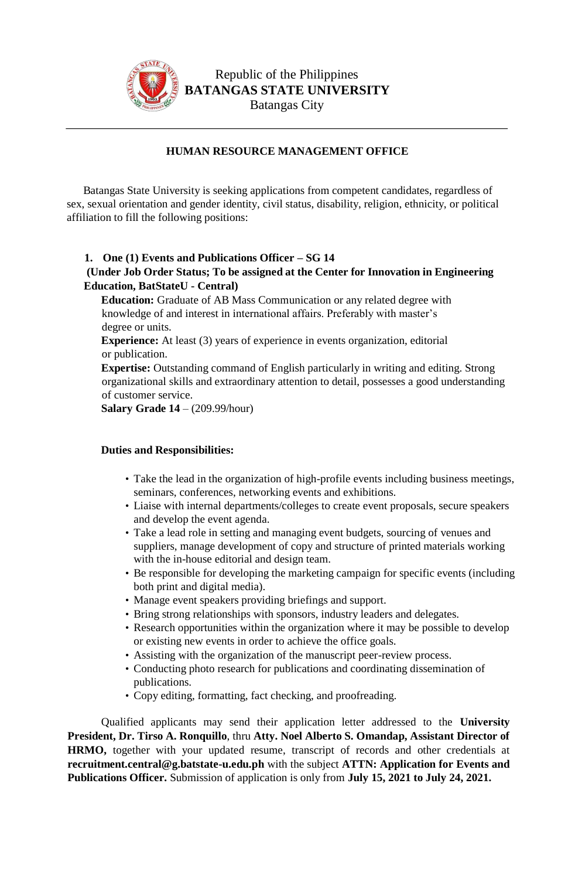Republic of the Philippines
**BATANGAS STATE UNIVERSITY**
Batangas City

## HUMAN RESOURCE MANAGEMENT OFFICE

Batangas State University is seeking applications from competent candidates, regardless of sex, sexual orientation and gender identity, civil status, disability, religion, ethnicity, or political affiliation to fill the following positions:

1. **One (1) Events and Publications Officer – SG 14**
**(Under Job Order Status; To be assigned at the Center for Innovation in Engineering Education, BatStateU - Central)**

**Education:** Graduate of AB Mass Communication or any related degree with knowledge of and interest in international affairs. Preferably with master's degree or units.

**Experience:** At least (3) years of experience in events organization, editorial or publication.

**Expertise:** Outstanding command of English particularly in writing and editing. Strong organizational skills and extraordinary attention to detail, possesses a good understanding of customer service.

**Salary Grade 14** – (209.99/hour)

**Duties and Responsibilities:**

- Take the lead in the organization of high-profile events including business meetings, seminars, conferences, networking events and exhibitions.
- Liaise with internal departments/colleges to create event proposals, secure speakers and develop the event agenda.
- Take a lead role in setting and managing event budgets, sourcing of venues and suppliers, manage development of copy and structure of printed materials working with the in-house editorial and design team.
- Be responsible for developing the marketing campaign for specific events (including both print and digital media).
- Manage event speakers providing briefings and support.
- Bring strong relationships with sponsors, industry leaders and delegates.
- Research opportunities within the organization where it may be possible to develop or existing new events in order to achieve the office goals.
- Assisting with the organization of the manuscript peer-review process.
- Conducting photo research for publications and coordinating dissemination of publications.
- Copy editing, formatting, fact checking, and proofreading.

Qualified applicants may send their application letter addressed to the **University President, Dr. Tirso A. Ronquillo**, thru **Atty. Noel Alberto S. Omandap, Assistant Director of HRMO,** together with your updated resume, transcript of records and other credentials at **recruitment.central@g.batstate-u.edu.ph** with the subject **ATTN: Application for Events and Publications Officer.** Submission of application is only from **July 15, 2021 to July 24, 2021.**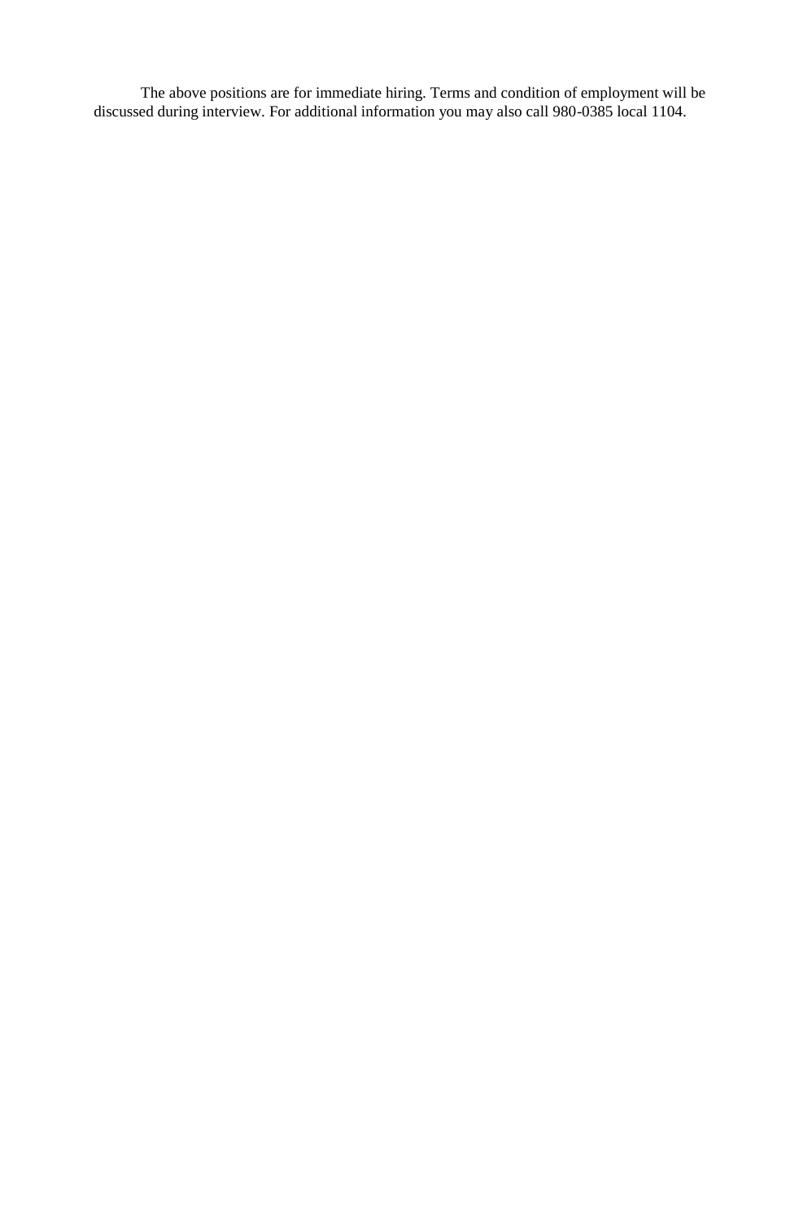The above positions are for immediate hiring. Terms and condition of employment will be discussed during interview. For additional information you may also call 980-0385 local 1104.